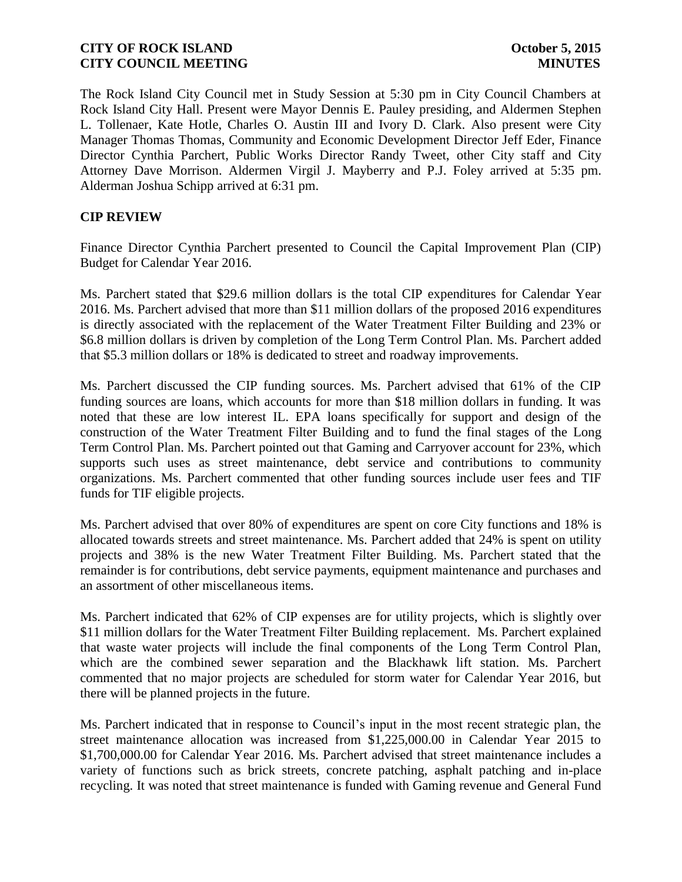The Rock Island City Council met in Study Session at 5:30 pm in City Council Chambers at Rock Island City Hall. Present were Mayor Dennis E. Pauley presiding, and Aldermen Stephen L. Tollenaer, Kate Hotle, Charles O. Austin III and Ivory D. Clark. Also present were City Manager Thomas Thomas, Community and Economic Development Director Jeff Eder, Finance Director Cynthia Parchert, Public Works Director Randy Tweet, other City staff and City Attorney Dave Morrison. Aldermen Virgil J. Mayberry and P.J. Foley arrived at 5:35 pm. Alderman Joshua Schipp arrived at 6:31 pm.

## CIP REVIEW

Finance Director Cynthia Parchert presented to Council the Capital Improvement Plan (CIP) Budget for Calendar Year 2016.

Ms. Parchert stated that $29.6 million dollars is the total CIP expenditures for Calendar Year 2016. Ms. Parchert advised that more than $11 million dollars of the proposed 2016 expenditures is directly associated with the replacement of the Water Treatment Filter Building and 23% or $6.8 million dollars is driven by completion of the Long Term Control Plan. Ms. Parchert added that $5.3 million dollars or 18% is dedicated to street and roadway improvements.

Ms. Parchert discussed the CIP funding sources. Ms. Parchert advised that 61% of the CIP funding sources are loans, which accounts for more than $18 million dollars in funding. It was noted that these are low interest IL. EPA loans specifically for support and design of the construction of the Water Treatment Filter Building and to fund the final stages of the Long Term Control Plan. Ms. Parchert pointed out that Gaming and Carryover account for 23%, which supports such uses as street maintenance, debt service and contributions to community organizations. Ms. Parchert commented that other funding sources include user fees and TIF funds for TIF eligible projects.

Ms. Parchert advised that over 80% of expenditures are spent on core City functions and 18% is allocated towards streets and street maintenance. Ms. Parchert added that 24% is spent on utility projects and 38% is the new Water Treatment Filter Building. Ms. Parchert stated that the remainder is for contributions, debt service payments, equipment maintenance and purchases and an assortment of other miscellaneous items.

Ms. Parchert indicated that 62% of CIP expenses are for utility projects, which is slightly over $11 million dollars for the Water Treatment Filter Building replacement. Ms. Parchert explained that waste water projects will include the final components of the Long Term Control Plan, which are the combined sewer separation and the Blackhawk lift station. Ms. Parchert commented that no major projects are scheduled for storm water for Calendar Year 2016, but there will be planned projects in the future.

Ms. Parchert indicated that in response to Council's input in the most recent strategic plan, the street maintenance allocation was increased from $1,225,000.00 in Calendar Year 2015 to $1,700,000.00 for Calendar Year 2016. Ms. Parchert advised that street maintenance includes a variety of functions such as brick streets, concrete patching, asphalt patching and in-place recycling. It was noted that street maintenance is funded with Gaming revenue and General Fund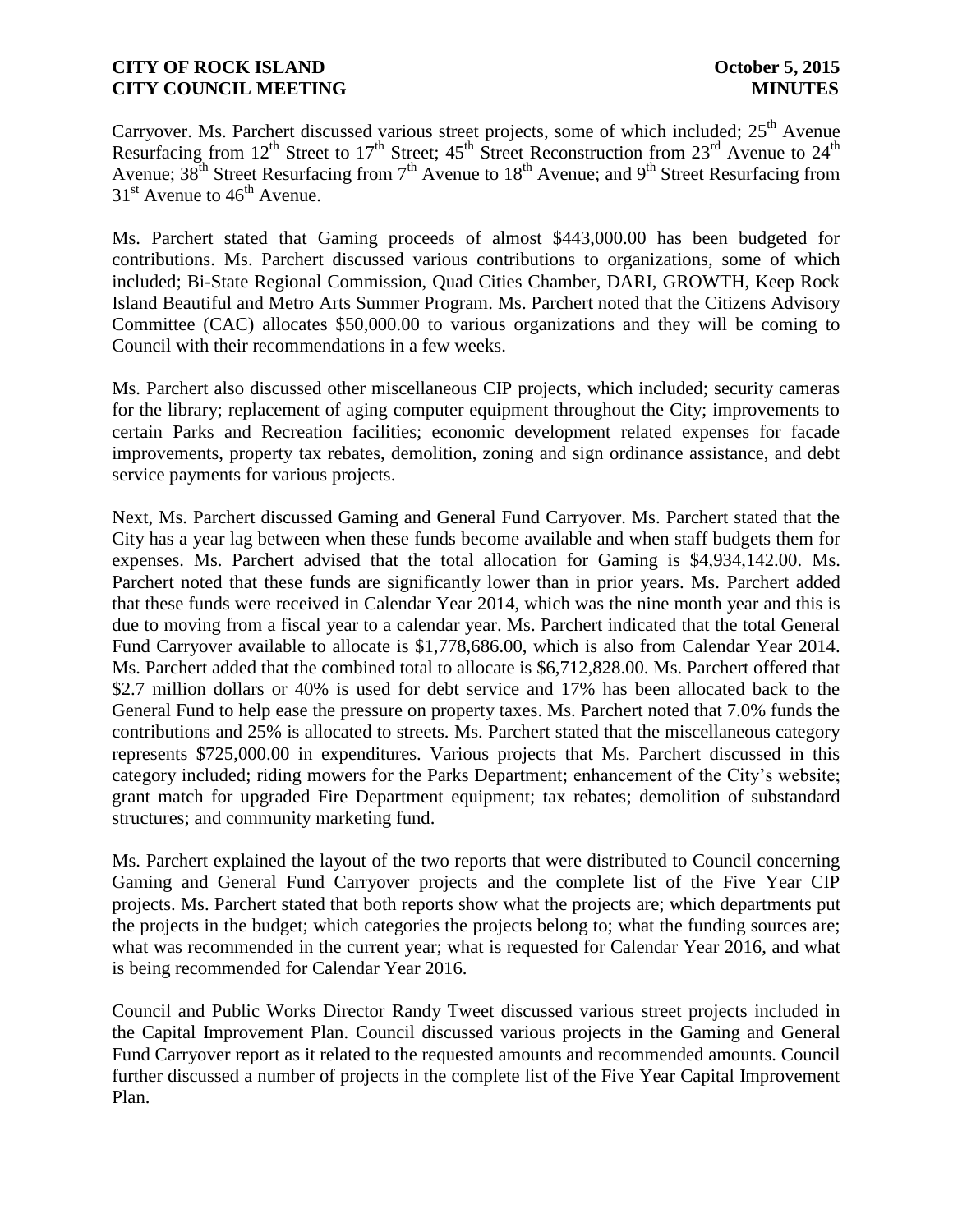Carryover. Ms. Parchert discussed various street projects, some of which included; 25th Avenue Resurfacing from 12th Street to 17th Street; 45th Street Reconstruction from 23rd Avenue to 24th Avenue; 38th Street Resurfacing from 7th Avenue to 18th Avenue; and 9th Street Resurfacing from 31st Avenue to 46th Avenue.

Ms. Parchert stated that Gaming proceeds of almost $443,000.00 has been budgeted for contributions. Ms. Parchert discussed various contributions to organizations, some of which included; Bi-State Regional Commission, Quad Cities Chamber, DARI, GROWTH, Keep Rock Island Beautiful and Metro Arts Summer Program. Ms. Parchert noted that the Citizens Advisory Committee (CAC) allocates $50,000.00 to various organizations and they will be coming to Council with their recommendations in a few weeks.

Ms. Parchert also discussed other miscellaneous CIP projects, which included; security cameras for the library; replacement of aging computer equipment throughout the City; improvements to certain Parks and Recreation facilities; economic development related expenses for facade improvements, property tax rebates, demolition, zoning and sign ordinance assistance, and debt service payments for various projects.

Next, Ms. Parchert discussed Gaming and General Fund Carryover. Ms. Parchert stated that the City has a year lag between when these funds become available and when staff budgets them for expenses. Ms. Parchert advised that the total allocation for Gaming is $4,934,142.00. Ms. Parchert noted that these funds are significantly lower than in prior years. Ms. Parchert added that these funds were received in Calendar Year 2014, which was the nine month year and this is due to moving from a fiscal year to a calendar year. Ms. Parchert indicated that the total General Fund Carryover available to allocate is $1,778,686.00, which is also from Calendar Year 2014. Ms. Parchert added that the combined total to allocate is $6,712,828.00. Ms. Parchert offered that $2.7 million dollars or 40% is used for debt service and 17% has been allocated back to the General Fund to help ease the pressure on property taxes. Ms. Parchert noted that 7.0% funds the contributions and 25% is allocated to streets. Ms. Parchert stated that the miscellaneous category represents $725,000.00 in expenditures. Various projects that Ms. Parchert discussed in this category included; riding mowers for the Parks Department; enhancement of the City's website; grant match for upgraded Fire Department equipment; tax rebates; demolition of substandard structures; and community marketing fund.

Ms. Parchert explained the layout of the two reports that were distributed to Council concerning Gaming and General Fund Carryover projects and the complete list of the Five Year CIP projects. Ms. Parchert stated that both reports show what the projects are; which departments put the projects in the budget; which categories the projects belong to; what the funding sources are; what was recommended in the current year; what is requested for Calendar Year 2016, and what is being recommended for Calendar Year 2016.

Council and Public Works Director Randy Tweet discussed various street projects included in the Capital Improvement Plan. Council discussed various projects in the Gaming and General Fund Carryover report as it related to the requested amounts and recommended amounts. Council further discussed a number of projects in the complete list of the Five Year Capital Improvement Plan.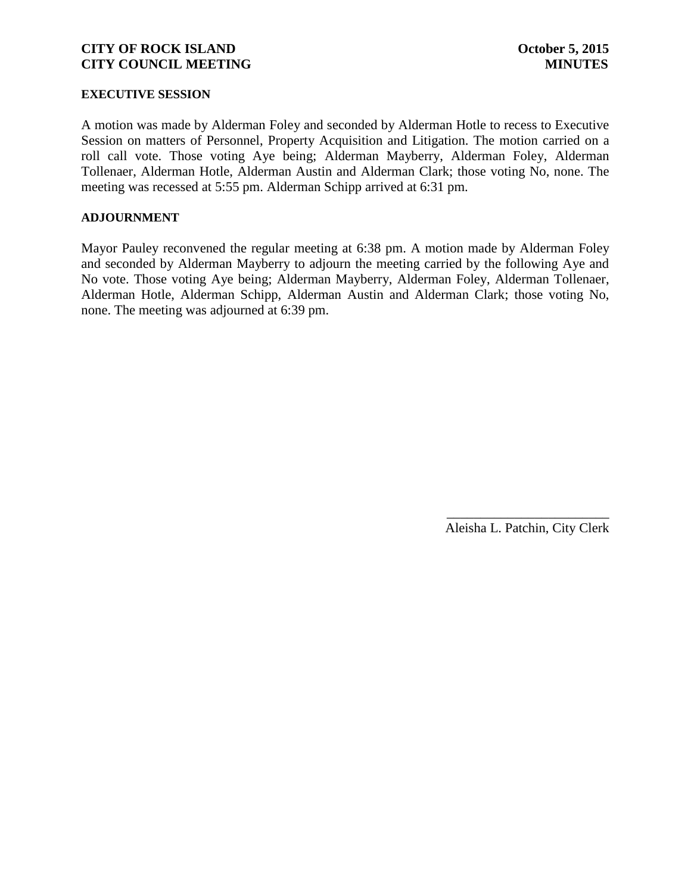**EXECUTIVE SESSION**

A motion was made by Alderman Foley and seconded by Alderman Hotle to recess to Executive Session on matters of Personnel, Property Acquisition and Litigation. The motion carried on a roll call vote. Those voting Aye being; Alderman Mayberry, Alderman Foley, Alderman Tollenaer, Alderman Hotle, Alderman Austin and Alderman Clark; those voting No, none. The meeting was recessed at 5:55 pm. Alderman Schipp arrived at 6:31 pm.

**ADJOURNMENT**

Mayor Pauley reconvened the regular meeting at 6:38 pm. A motion made by Alderman Foley and seconded by Alderman Mayberry to adjourn the meeting carried by the following Aye and No vote. Those voting Aye being; Alderman Mayberry, Alderman Foley, Alderman Tollenaer, Alderman Hotle, Alderman Schipp, Alderman Austin and Alderman Clark; those voting No, none. The meeting was adjourned at 6:39 pm.

\_\_\_\_\_\_\_\_\_\_\_\_\_\_\_\_\_\_\_\_\_\_\_\_

Aleisha L. Patchin, City Clerk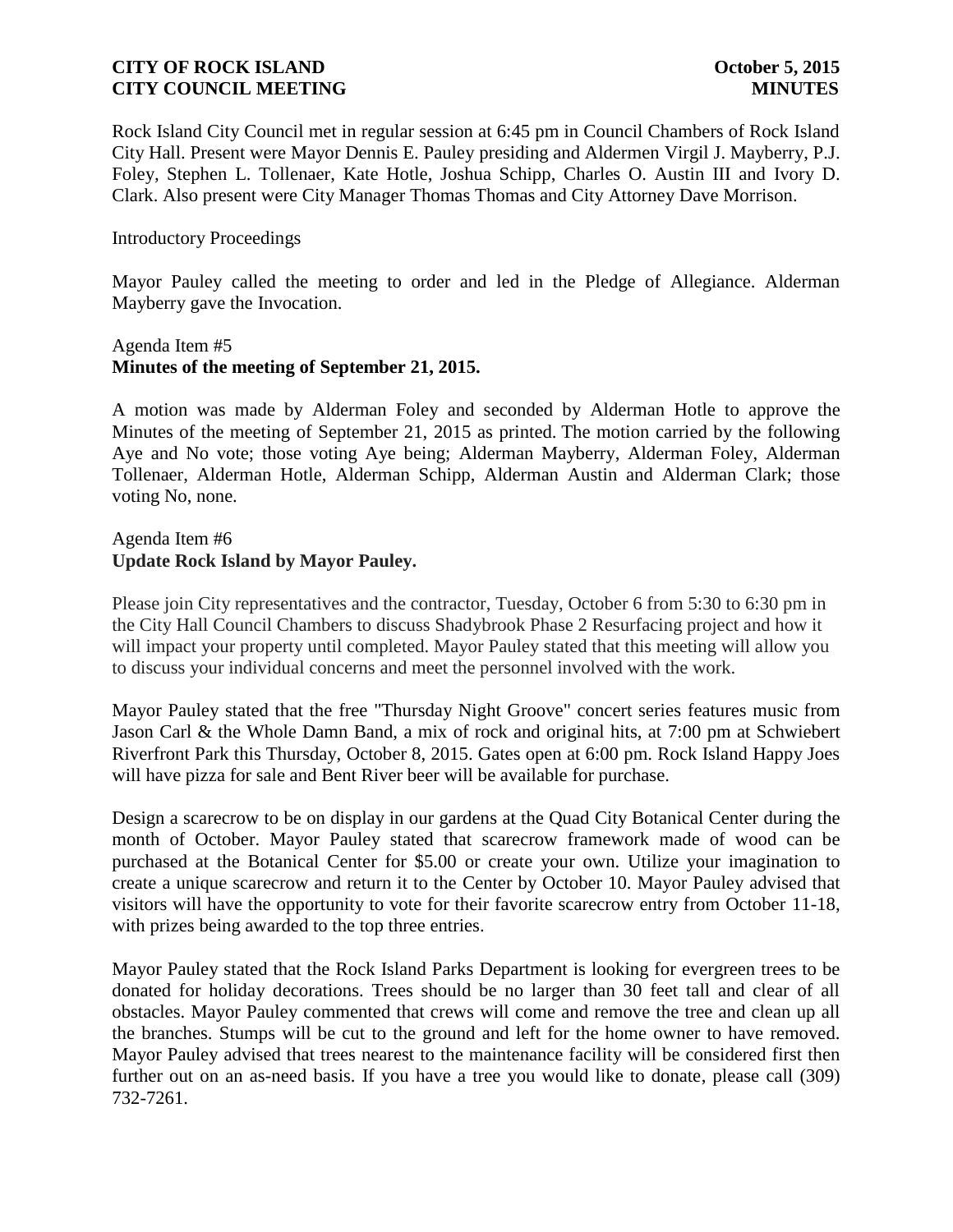Rock Island City Council met in regular session at 6:45 pm in Council Chambers of Rock Island City Hall. Present were Mayor Dennis E. Pauley presiding and Aldermen Virgil J. Mayberry, P.J. Foley, Stephen L. Tollenaer, Kate Hotle, Joshua Schipp, Charles O. Austin III and Ivory D. Clark. Also present were City Manager Thomas Thomas and City Attorney Dave Morrison.

Introductory Proceedings

Mayor Pauley called the meeting to order and led in the Pledge of Allegiance. Alderman Mayberry gave the Invocation.

Agenda Item #5
**Minutes of the meeting of September 21, 2015.**

A motion was made by Alderman Foley and seconded by Alderman Hotle to approve the Minutes of the meeting of September 21, 2015 as printed. The motion carried by the following Aye and No vote; those voting Aye being; Alderman Mayberry, Alderman Foley, Alderman Tollenaer, Alderman Hotle, Alderman Schipp, Alderman Austin and Alderman Clark; those voting No, none.

Agenda Item #6
**Update Rock Island by Mayor Pauley.**

Please join City representatives and the contractor, Tuesday, October 6 from 5:30 to 6:30 pm in the City Hall Council Chambers to discuss Shadybrook Phase 2 Resurfacing project and how it will impact your property until completed. Mayor Pauley stated that this meeting will allow you to discuss your individual concerns and meet the personnel involved with the work.

Mayor Pauley stated that the free "Thursday Night Groove" concert series features music from Jason Carl & the Whole Damn Band, a mix of rock and original hits, at 7:00 pm at Schwiebert Riverfront Park this Thursday, October 8, 2015. Gates open at 6:00 pm. Rock Island Happy Joes will have pizza for sale and Bent River beer will be available for purchase.

Design a scarecrow to be on display in our gardens at the Quad City Botanical Center during the month of October. Mayor Pauley stated that scarecrow framework made of wood can be purchased at the Botanical Center for $5.00 or create your own. Utilize your imagination to create a unique scarecrow and return it to the Center by October 10. Mayor Pauley advised that visitors will have the opportunity to vote for their favorite scarecrow entry from October 11-18, with prizes being awarded to the top three entries.

Mayor Pauley stated that the Rock Island Parks Department is looking for evergreen trees to be donated for holiday decorations. Trees should be no larger than 30 feet tall and clear of all obstacles. Mayor Pauley commented that crews will come and remove the tree and clean up all the branches. Stumps will be cut to the ground and left for the home owner to have removed. Mayor Pauley advised that trees nearest to the maintenance facility will be considered first then further out on an as-need basis. If you have a tree you would like to donate, please call (309) 732-7261.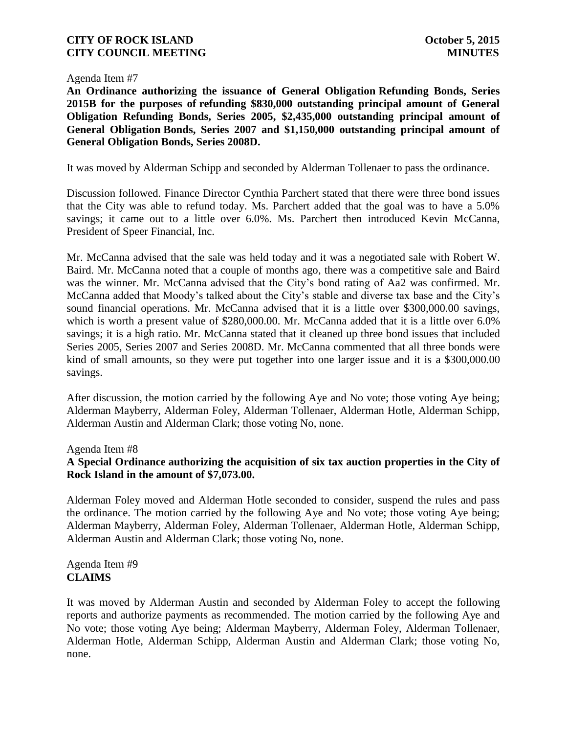Agenda Item #7

**An Ordinance authorizing the issuance of General Obligation Refunding Bonds, Series 2015B for the purposes of refunding $830,000 outstanding principal amount of General Obligation Refunding Bonds, Series 2005, $2,435,000 outstanding principal amount of General Obligation Bonds, Series 2007 and $1,150,000 outstanding principal amount of General Obligation Bonds, Series 2008D.**

It was moved by Alderman Schipp and seconded by Alderman Tollenaer to pass the ordinance.

Discussion followed. Finance Director Cynthia Parchert stated that there were three bond issues that the City was able to refund today. Ms. Parchert added that the goal was to have a 5.0% savings; it came out to a little over 6.0%. Ms. Parchert then introduced Kevin McCanna, President of Speer Financial, Inc.

Mr. McCanna advised that the sale was held today and it was a negotiated sale with Robert W. Baird. Mr. McCanna noted that a couple of months ago, there was a competitive sale and Baird was the winner. Mr. McCanna advised that the City's bond rating of Aa2 was confirmed. Mr. McCanna added that Moody's talked about the City's stable and diverse tax base and the City's sound financial operations. Mr. McCanna advised that it is a little over $300,000.00 savings, which is worth a present value of $280,000.00. Mr. McCanna added that it is a little over 6.0% savings; it is a high ratio. Mr. McCanna stated that it cleaned up three bond issues that included Series 2005, Series 2007 and Series 2008D. Mr. McCanna commented that all three bonds were kind of small amounts, so they were put together into one larger issue and it is a $300,000.00 savings.

After discussion, the motion carried by the following Aye and No vote; those voting Aye being; Alderman Mayberry, Alderman Foley, Alderman Tollenaer, Alderman Hotle, Alderman Schipp, Alderman Austin and Alderman Clark; those voting No, none.

Agenda Item #8

**A Special Ordinance authorizing the acquisition of six tax auction properties in the City of Rock Island in the amount of $7,073.00.**

Alderman Foley moved and Alderman Hotle seconded to consider, suspend the rules and pass the ordinance. The motion carried by the following Aye and No vote; those voting Aye being; Alderman Mayberry, Alderman Foley, Alderman Tollenaer, Alderman Hotle, Alderman Schipp, Alderman Austin and Alderman Clark; those voting No, none.

Agenda Item #9

**CLAIMS**

It was moved by Alderman Austin and seconded by Alderman Foley to accept the following reports and authorize payments as recommended. The motion carried by the following Aye and No vote; those voting Aye being; Alderman Mayberry, Alderman Foley, Alderman Tollenaer, Alderman Hotle, Alderman Schipp, Alderman Austin and Alderman Clark; those voting No, none.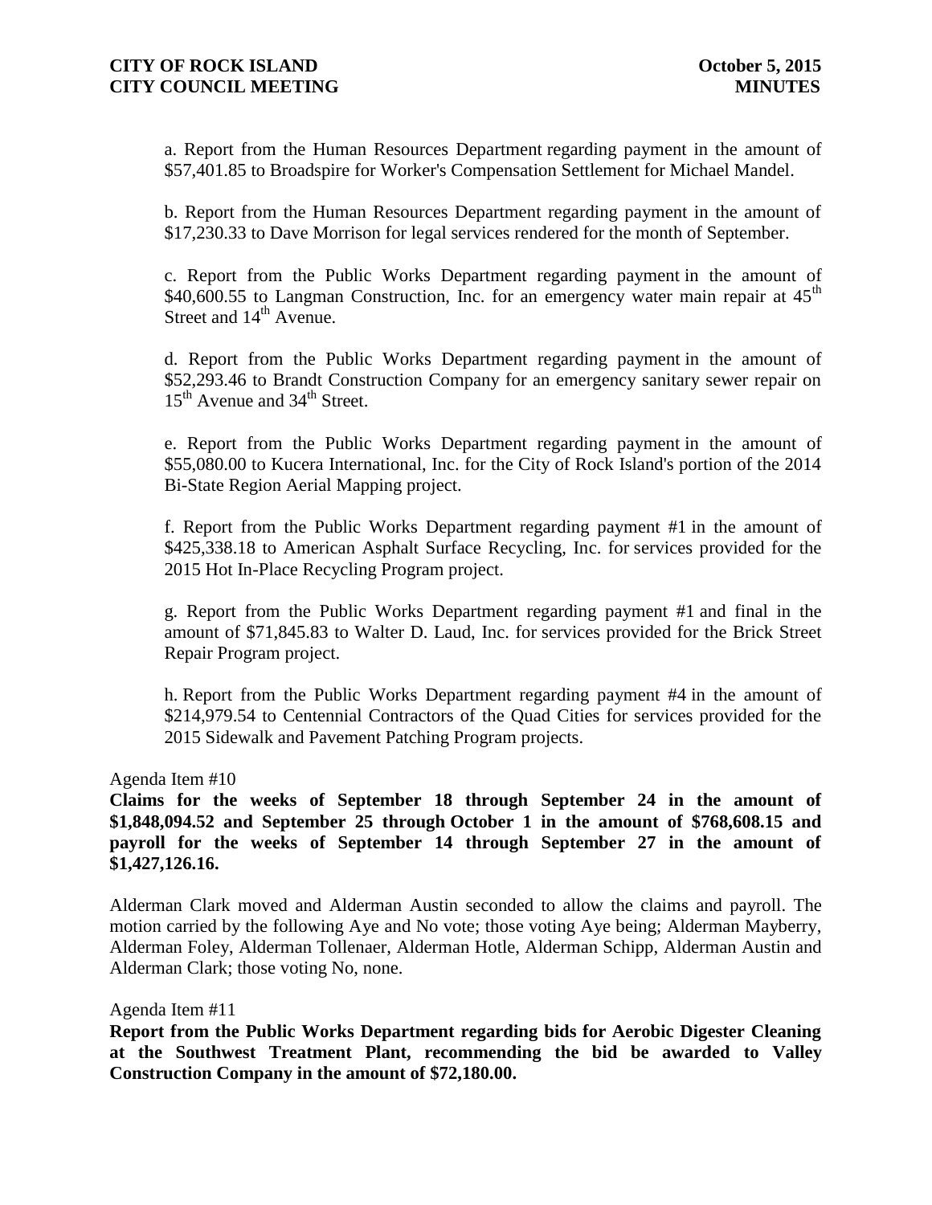a. Report from the Human Resources Department regarding payment in the amount of $57,401.85 to Broadspire for Worker's Compensation Settlement for Michael Mandel.

b. Report from the Human Resources Department regarding payment in the amount of $17,230.33 to Dave Morrison for legal services rendered for the month of September.

c. Report from the Public Works Department regarding payment in the amount of $40,600.55 to Langman Construction, Inc. for an emergency water main repair at 45th Street and 14th Avenue.

d. Report from the Public Works Department regarding payment in the amount of $52,293.46 to Brandt Construction Company for an emergency sanitary sewer repair on 15th Avenue and 34th Street.

e. Report from the Public Works Department regarding payment in the amount of $55,080.00 to Kucera International, Inc. for the City of Rock Island's portion of the 2014 Bi-State Region Aerial Mapping project.

f. Report from the Public Works Department regarding payment #1 in the amount of $425,338.18 to American Asphalt Surface Recycling, Inc. for services provided for the 2015 Hot In-Place Recycling Program project.

g. Report from the Public Works Department regarding payment #1 and final in the amount of $71,845.83 to Walter D. Laud, Inc. for services provided for the Brick Street Repair Program project.

h. Report from the Public Works Department regarding payment #4 in the amount of $214,979.54 to Centennial Contractors of the Quad Cities for services provided for the 2015 Sidewalk and Pavement Patching Program projects.

Agenda Item #10

**Claims for the weeks of September 18 through September 24 in the amount of $1,848,094.52 and September 25 through October 1 in the amount of $768,608.15 and payroll for the weeks of September 14 through September 27 in the amount of $1,427,126.16.**

Alderman Clark moved and Alderman Austin seconded to allow the claims and payroll. The motion carried by the following Aye and No vote; those voting Aye being; Alderman Mayberry, Alderman Foley, Alderman Tollenaer, Alderman Hotle, Alderman Schipp, Alderman Austin and Alderman Clark; those voting No, none.

Agenda Item #11

**Report from the Public Works Department regarding bids for Aerobic Digester Cleaning at the Southwest Treatment Plant, recommending the bid be awarded to Valley Construction Company in the amount of $72,180.00.**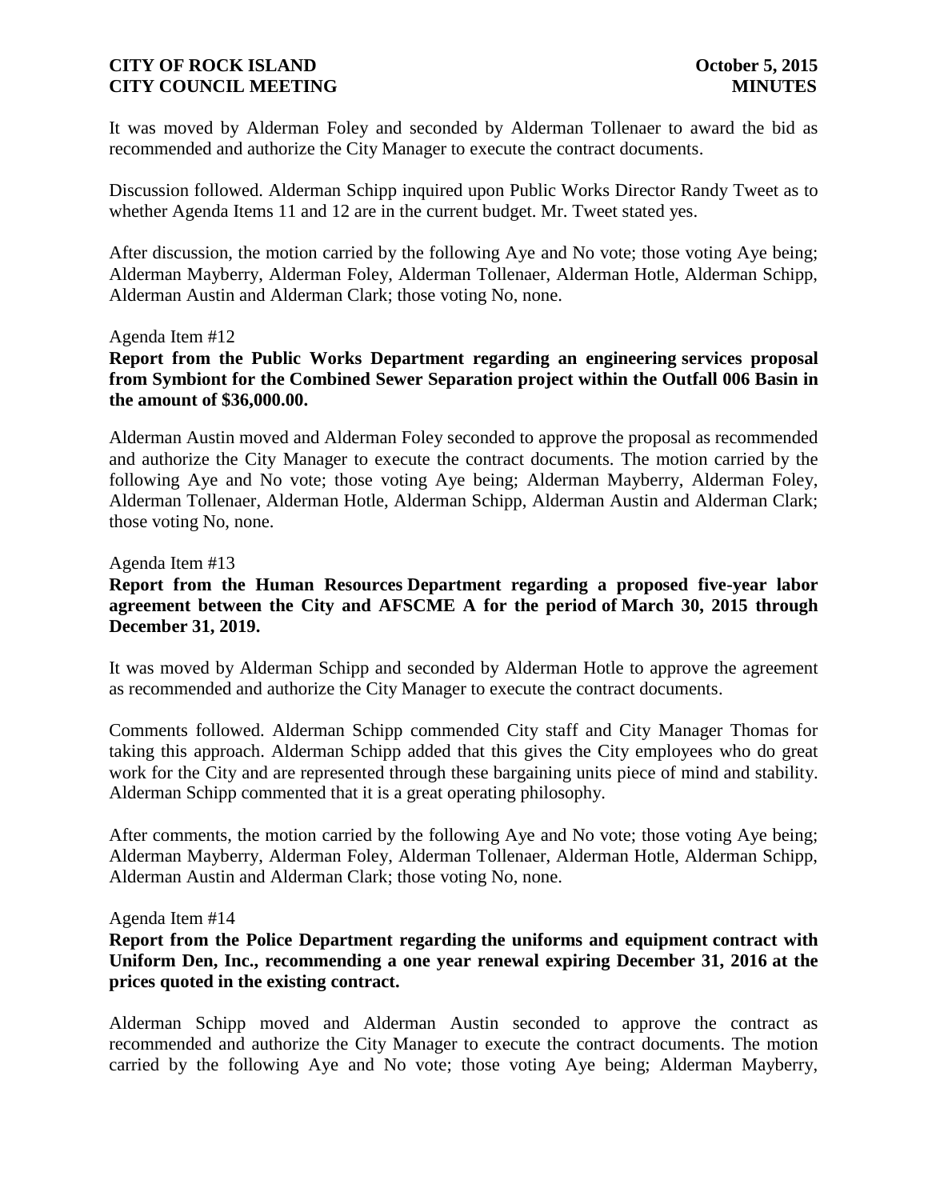It was moved by Alderman Foley and seconded by Alderman Tollenaer to award the bid as recommended and authorize the City Manager to execute the contract documents.

Discussion followed. Alderman Schipp inquired upon Public Works Director Randy Tweet as to whether Agenda Items 11 and 12 are in the current budget. Mr. Tweet stated yes.

After discussion, the motion carried by the following Aye and No vote; those voting Aye being; Alderman Mayberry, Alderman Foley, Alderman Tollenaer, Alderman Hotle, Alderman Schipp, Alderman Austin and Alderman Clark; those voting No, none.

Agenda Item #12

**Report from the Public Works Department regarding an engineering services proposal from Symbiont for the Combined Sewer Separation project within the Outfall 006 Basin in the amount of $36,000.00.**

Alderman Austin moved and Alderman Foley seconded to approve the proposal as recommended and authorize the City Manager to execute the contract documents. The motion carried by the following Aye and No vote; those voting Aye being; Alderman Mayberry, Alderman Foley, Alderman Tollenaer, Alderman Hotle, Alderman Schipp, Alderman Austin and Alderman Clark; those voting No, none.

Agenda Item #13

**Report from the Human Resources Department regarding a proposed five-year labor agreement between the City and AFSCME A for the period of March 30, 2015 through December 31, 2019.**

It was moved by Alderman Schipp and seconded by Alderman Hotle to approve the agreement as recommended and authorize the City Manager to execute the contract documents.

Comments followed. Alderman Schipp commended City staff and City Manager Thomas for taking this approach. Alderman Schipp added that this gives the City employees who do great work for the City and are represented through these bargaining units piece of mind and stability. Alderman Schipp commented that it is a great operating philosophy.

After comments, the motion carried by the following Aye and No vote; those voting Aye being; Alderman Mayberry, Alderman Foley, Alderman Tollenaer, Alderman Hotle, Alderman Schipp, Alderman Austin and Alderman Clark; those voting No, none.

Agenda Item #14

**Report from the Police Department regarding the uniforms and equipment contract with Uniform Den, Inc., recommending a one year renewal expiring December 31, 2016 at the prices quoted in the existing contract.**

Alderman Schipp moved and Alderman Austin seconded to approve the contract as recommended and authorize the City Manager to execute the contract documents. The motion carried by the following Aye and No vote; those voting Aye being; Alderman Mayberry,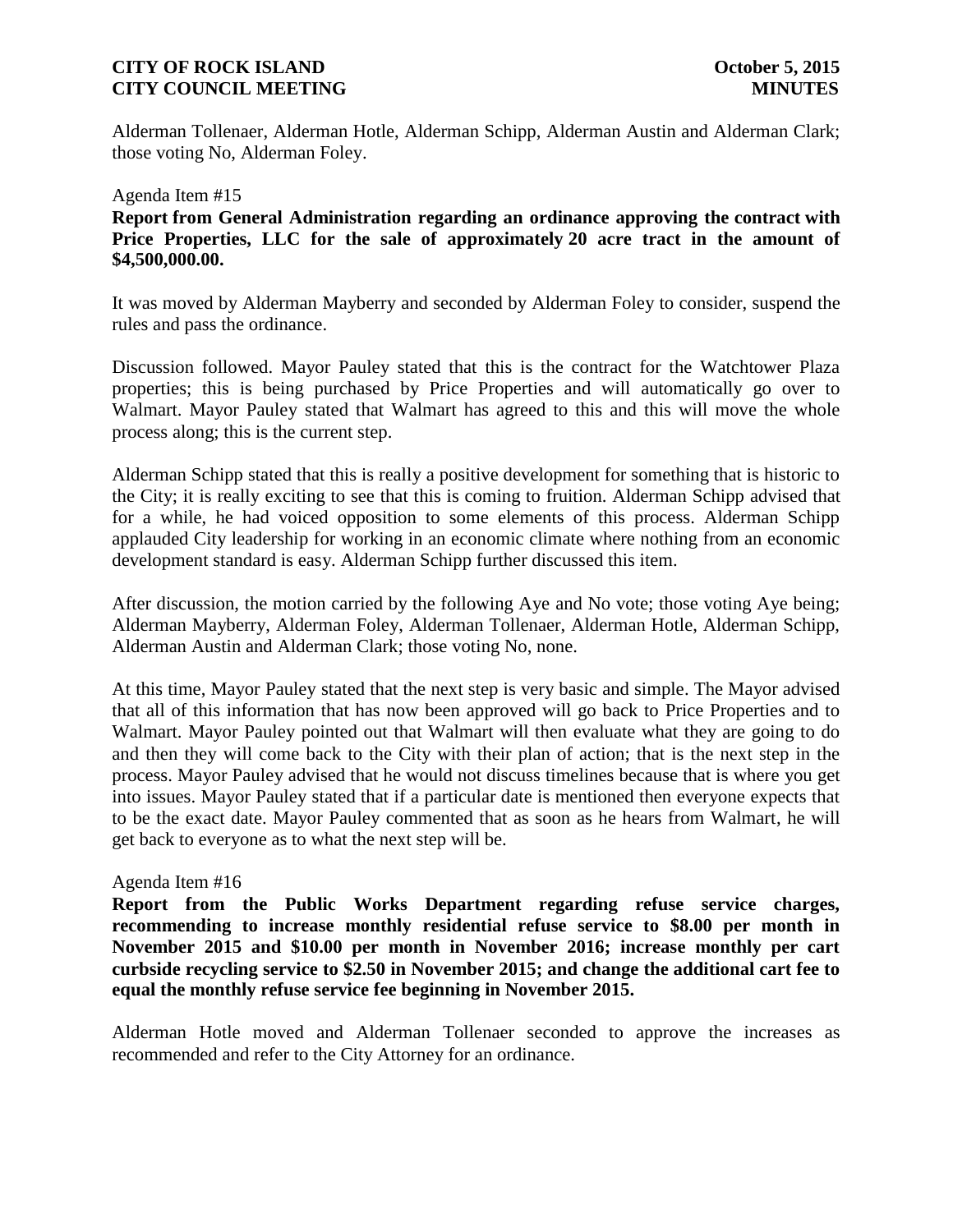Alderman Tollenaer, Alderman Hotle, Alderman Schipp, Alderman Austin and Alderman Clark; those voting No, Alderman Foley.

Agenda Item #15

**Report from General Administration regarding an ordinance approving the contract with Price Properties, LLC for the sale of approximately 20 acre tract in the amount of $4,500,000.00.**

It was moved by Alderman Mayberry and seconded by Alderman Foley to consider, suspend the rules and pass the ordinance.

Discussion followed. Mayor Pauley stated that this is the contract for the Watchtower Plaza properties; this is being purchased by Price Properties and will automatically go over to Walmart. Mayor Pauley stated that Walmart has agreed to this and this will move the whole process along; this is the current step.

Alderman Schipp stated that this is really a positive development for something that is historic to the City; it is really exciting to see that this is coming to fruition. Alderman Schipp advised that for a while, he had voiced opposition to some elements of this process. Alderman Schipp applauded City leadership for working in an economic climate where nothing from an economic development standard is easy. Alderman Schipp further discussed this item.

After discussion, the motion carried by the following Aye and No vote; those voting Aye being; Alderman Mayberry, Alderman Foley, Alderman Tollenaer, Alderman Hotle, Alderman Schipp, Alderman Austin and Alderman Clark; those voting No, none.

At this time, Mayor Pauley stated that the next step is very basic and simple. The Mayor advised that all of this information that has now been approved will go back to Price Properties and to Walmart. Mayor Pauley pointed out that Walmart will then evaluate what they are going to do and then they will come back to the City with their plan of action; that is the next step in the process. Mayor Pauley advised that he would not discuss timelines because that is where you get into issues. Mayor Pauley stated that if a particular date is mentioned then everyone expects that to be the exact date. Mayor Pauley commented that as soon as he hears from Walmart, he will get back to everyone as to what the next step will be.

Agenda Item #16

**Report from the Public Works Department regarding refuse service charges, recommending to increase monthly residential refuse service to $8.00 per month in November 2015 and $10.00 per month in November 2016; increase monthly per cart curbside recycling service to $2.50 in November 2015; and change the additional cart fee to equal the monthly refuse service fee beginning in November 2015.**

Alderman Hotle moved and Alderman Tollenaer seconded to approve the increases as recommended and refer to the City Attorney for an ordinance.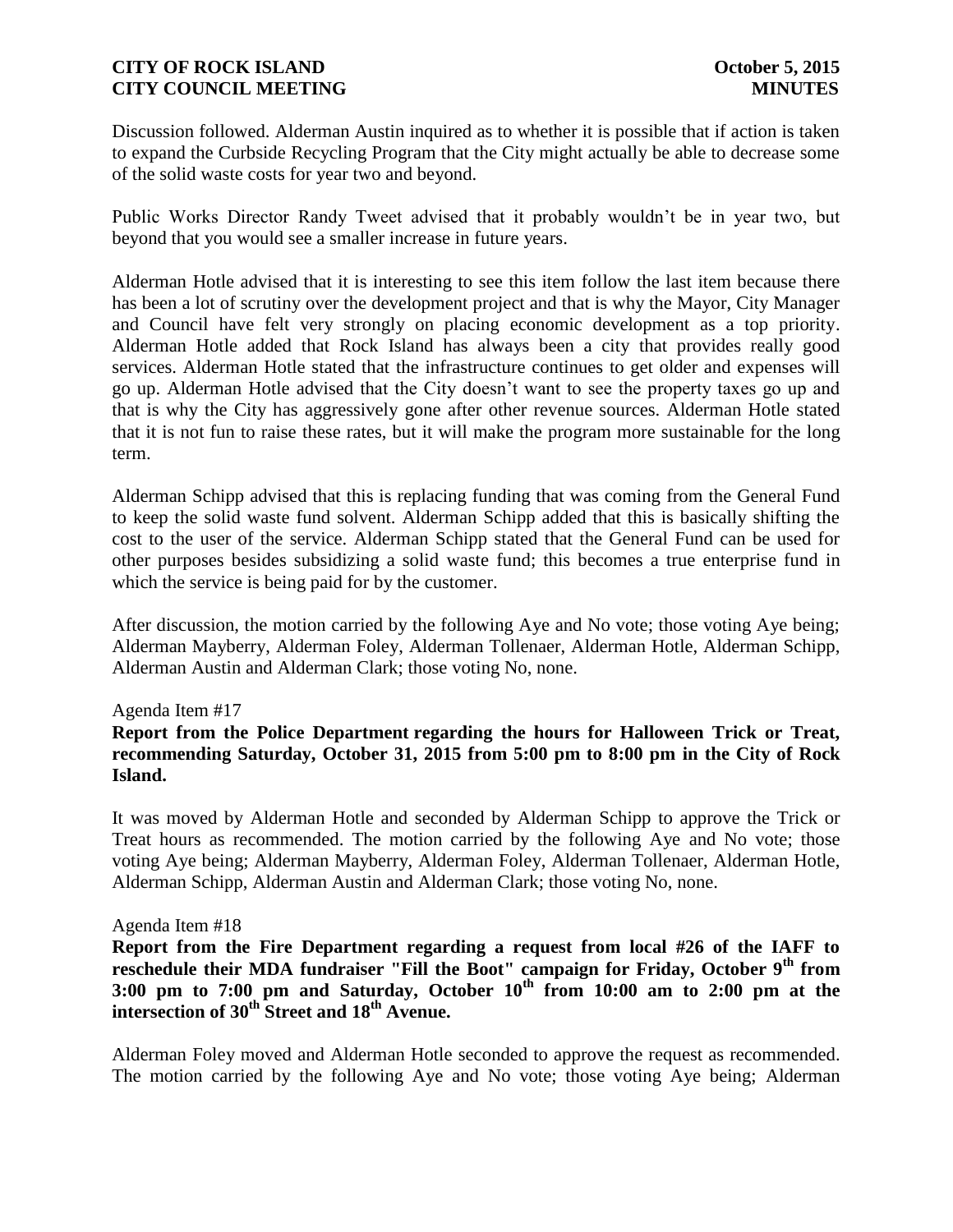Discussion followed. Alderman Austin inquired as to whether it is possible that if action is taken to expand the Curbside Recycling Program that the City might actually be able to decrease some of the solid waste costs for year two and beyond.

Public Works Director Randy Tweet advised that it probably wouldn't be in year two, but beyond that you would see a smaller increase in future years.

Alderman Hotle advised that it is interesting to see this item follow the last item because there has been a lot of scrutiny over the development project and that is why the Mayor, City Manager and Council have felt very strongly on placing economic development as a top priority. Alderman Hotle added that Rock Island has always been a city that provides really good services. Alderman Hotle stated that the infrastructure continues to get older and expenses will go up. Alderman Hotle advised that the City doesn't want to see the property taxes go up and that is why the City has aggressively gone after other revenue sources. Alderman Hotle stated that it is not fun to raise these rates, but it will make the program more sustainable for the long term.

Alderman Schipp advised that this is replacing funding that was coming from the General Fund to keep the solid waste fund solvent. Alderman Schipp added that this is basically shifting the cost to the user of the service. Alderman Schipp stated that the General Fund can be used for other purposes besides subsidizing a solid waste fund; this becomes a true enterprise fund in which the service is being paid for by the customer.

After discussion, the motion carried by the following Aye and No vote; those voting Aye being; Alderman Mayberry, Alderman Foley, Alderman Tollenaer, Alderman Hotle, Alderman Schipp, Alderman Austin and Alderman Clark; those voting No, none.

Agenda Item #17

**Report from the Police Department regarding the hours for Halloween Trick or Treat, recommending Saturday, October 31, 2015 from 5:00 pm to 8:00 pm in the City of Rock Island.**

It was moved by Alderman Hotle and seconded by Alderman Schipp to approve the Trick or Treat hours as recommended. The motion carried by the following Aye and No vote; those voting Aye being; Alderman Mayberry, Alderman Foley, Alderman Tollenaer, Alderman Hotle, Alderman Schipp, Alderman Austin and Alderman Clark; those voting No, none.

Agenda Item #18

**Report from the Fire Department regarding a request from local #26 of the IAFF to reschedule their MDA fundraiser "Fill the Boot" campaign for Friday, October 9th from 3:00 pm to 7:00 pm and Saturday, October 10th from 10:00 am to 2:00 pm at the intersection of 30th Street and 18th Avenue.**

Alderman Foley moved and Alderman Hotle seconded to approve the request as recommended. The motion carried by the following Aye and No vote; those voting Aye being; Alderman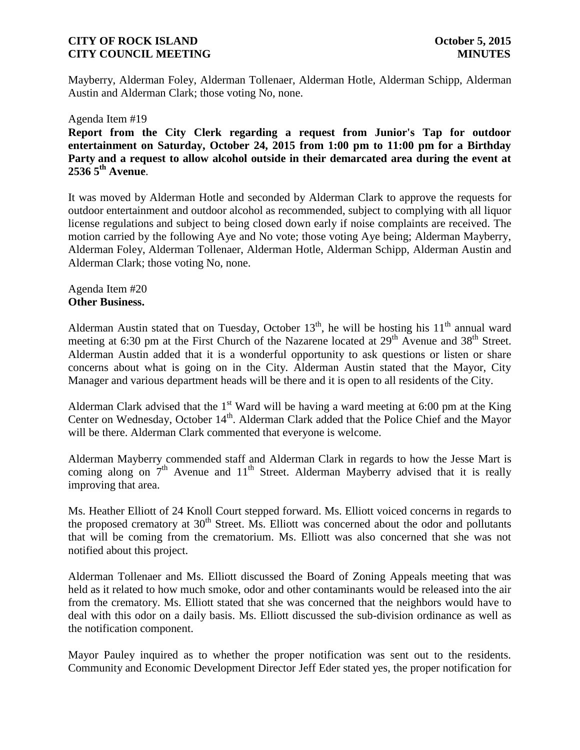Mayberry, Alderman Foley, Alderman Tollenaer, Alderman Hotle, Alderman Schipp, Alderman Austin and Alderman Clark; those voting No, none.

Agenda Item #19

**Report from the City Clerk regarding a request from Junior's Tap for outdoor entertainment on Saturday, October 24, 2015 from 1:00 pm to 11:00 pm for a Birthday Party and a request to allow alcohol outside in their demarcated area during the event at 2536 5th Avenue**.

It was moved by Alderman Hotle and seconded by Alderman Clark to approve the requests for outdoor entertainment and outdoor alcohol as recommended, subject to complying with all liquor license regulations and subject to being closed down early if noise complaints are received. The motion carried by the following Aye and No vote; those voting Aye being; Alderman Mayberry, Alderman Foley, Alderman Tollenaer, Alderman Hotle, Alderman Schipp, Alderman Austin and Alderman Clark; those voting No, none.

Agenda Item #20

**Other Business.**

Alderman Austin stated that on Tuesday, October 13th, he will be hosting his 11th annual ward meeting at 6:30 pm at the First Church of the Nazarene located at 29th Avenue and 38th Street. Alderman Austin added that it is a wonderful opportunity to ask questions or listen or share concerns about what is going on in the City. Alderman Austin stated that the Mayor, City Manager and various department heads will be there and it is open to all residents of the City.

Alderman Clark advised that the 1st Ward will be having a ward meeting at 6:00 pm at the King Center on Wednesday, October 14th. Alderman Clark added that the Police Chief and the Mayor will be there. Alderman Clark commented that everyone is welcome.

Alderman Mayberry commended staff and Alderman Clark in regards to how the Jesse Mart is coming along on 7th Avenue and 11th Street. Alderman Mayberry advised that it is really improving that area.

Ms. Heather Elliott of 24 Knoll Court stepped forward. Ms. Elliott voiced concerns in regards to the proposed crematory at 30th Street. Ms. Elliott was concerned about the odor and pollutants that will be coming from the crematorium. Ms. Elliott was also concerned that she was not notified about this project.

Alderman Tollenaer and Ms. Elliott discussed the Board of Zoning Appeals meeting that was held as it related to how much smoke, odor and other contaminants would be released into the air from the crematory. Ms. Elliott stated that she was concerned that the neighbors would have to deal with this odor on a daily basis. Ms. Elliott discussed the sub-division ordinance as well as the notification component.

Mayor Pauley inquired as to whether the proper notification was sent out to the residents. Community and Economic Development Director Jeff Eder stated yes, the proper notification for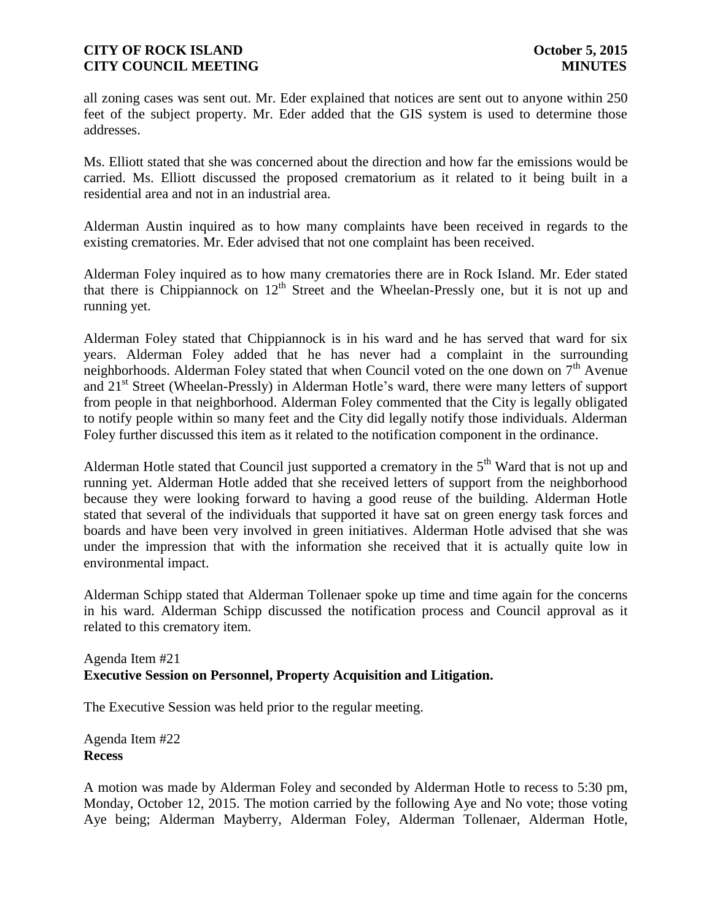all zoning cases was sent out. Mr. Eder explained that notices are sent out to anyone within 250 feet of the subject property. Mr. Eder added that the GIS system is used to determine those addresses.

Ms. Elliott stated that she was concerned about the direction and how far the emissions would be carried. Ms. Elliott discussed the proposed crematorium as it related to it being built in a residential area and not in an industrial area.

Alderman Austin inquired as to how many complaints have been received in regards to the existing crematories. Mr. Eder advised that not one complaint has been received.

Alderman Foley inquired as to how many crematories there are in Rock Island. Mr. Eder stated that there is Chippiannock on 12th Street and the Wheelan-Pressly one, but it is not up and running yet.

Alderman Foley stated that Chippiannock is in his ward and he has served that ward for six years. Alderman Foley added that he has never had a complaint in the surrounding neighborhoods. Alderman Foley stated that when Council voted on the one down on 7th Avenue and 21st Street (Wheelan-Pressly) in Alderman Hotle's ward, there were many letters of support from people in that neighborhood. Alderman Foley commented that the City is legally obligated to notify people within so many feet and the City did legally notify those individuals. Alderman Foley further discussed this item as it related to the notification component in the ordinance.

Alderman Hotle stated that Council just supported a crematory in the 5th Ward that is not up and running yet. Alderman Hotle added that she received letters of support from the neighborhood because they were looking forward to having a good reuse of the building. Alderman Hotle stated that several of the individuals that supported it have sat on green energy task forces and boards and have been very involved in green initiatives. Alderman Hotle advised that she was under the impression that with the information she received that it is actually quite low in environmental impact.

Alderman Schipp stated that Alderman Tollenaer spoke up time and time again for the concerns in his ward. Alderman Schipp discussed the notification process and Council approval as it related to this crematory item.

Agenda Item #21
**Executive Session on Personnel, Property Acquisition and Litigation.**

The Executive Session was held prior to the regular meeting.

Agenda Item #22
**Recess**

A motion was made by Alderman Foley and seconded by Alderman Hotle to recess to 5:30 pm, Monday, October 12, 2015. The motion carried by the following Aye and No vote; those voting Aye being; Alderman Mayberry, Alderman Foley, Alderman Tollenaer, Alderman Hotle,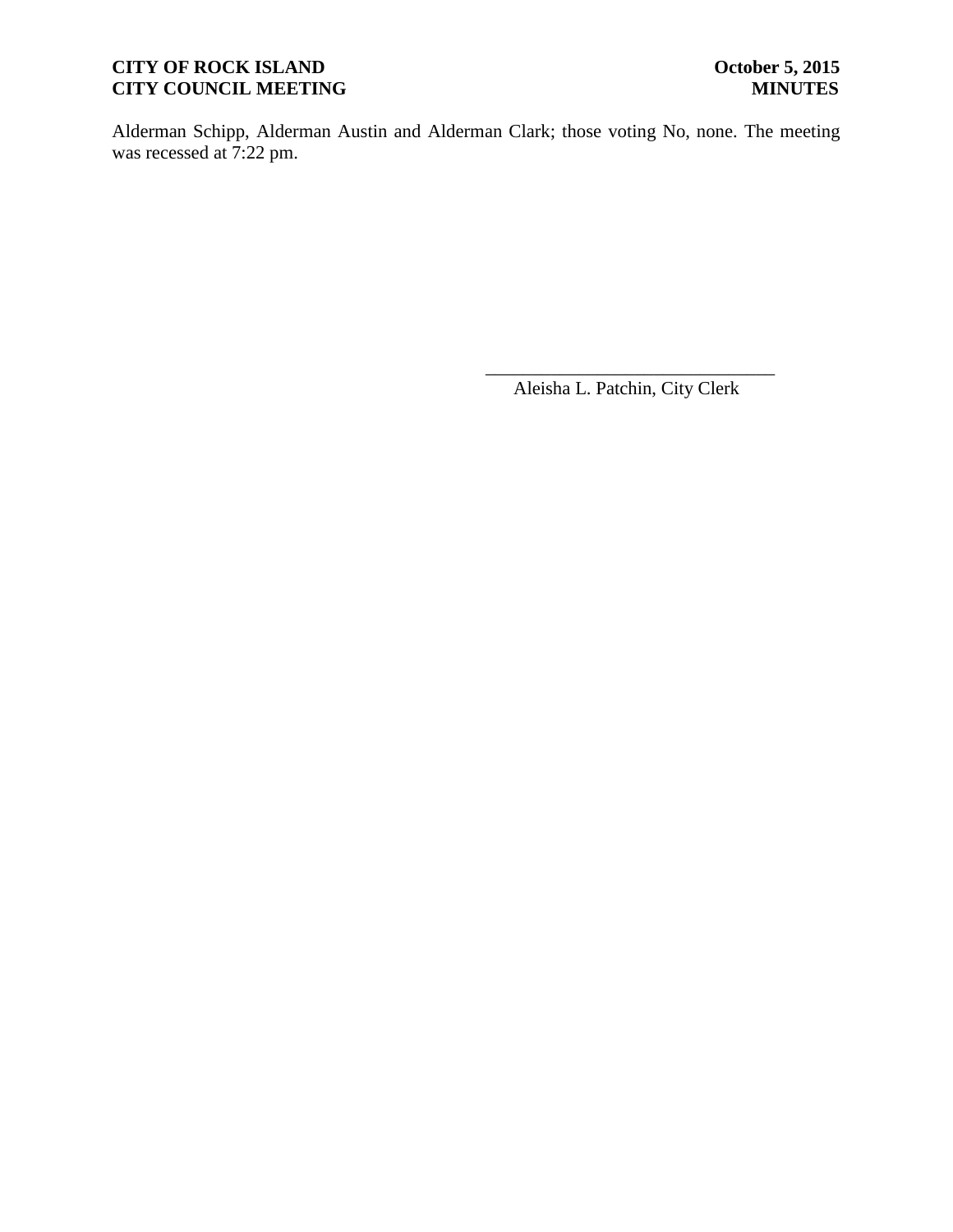Alderman Schipp, Alderman Austin and Alderman Clark; those voting No, none. The meeting was recessed at 7:22 pm.

\_\_\_\_\_\_\_\_\_\_\_\_\_\_\_\_\_\_\_\_\_\_\_\_\_\_\_\_\_\_\_\_

Aleisha L. Patchin, City Clerk